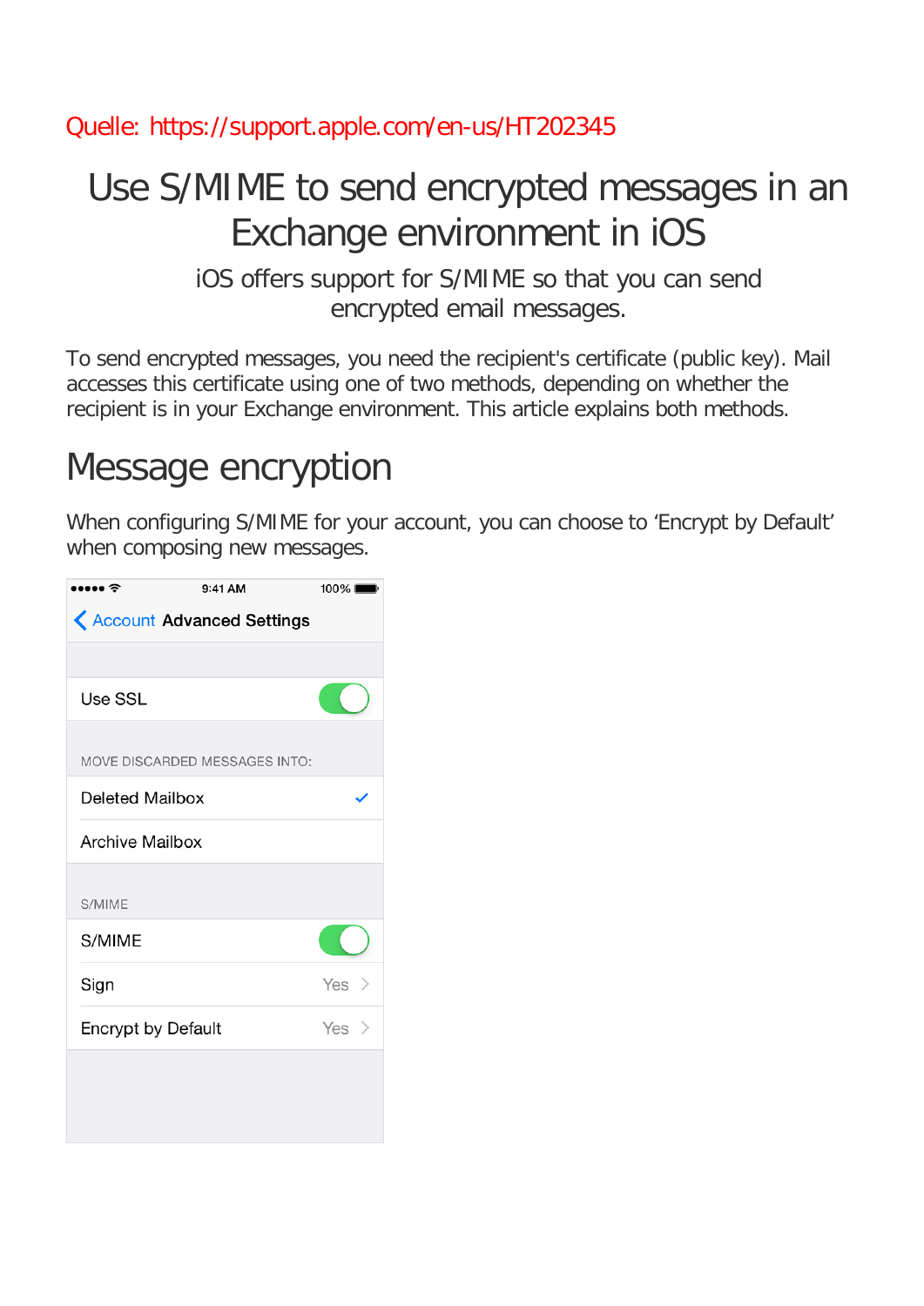Quelle: https://support.apple.com/en-us/HT202345

# Use S/MIME to send encrypted messages in an Exchange environment in iOS

iOS offers support for S/MIME so that you can send encrypted email messages.

To send encrypted messages, you need the recipient's certificate (public key). Mail accesses this certificate using one of two methods, depending on whether the recipient is in your Exchange environment. This article explains both methods.

## Message encryption

When configuring S/MIME for your account, you can choose to 'Encrypt by Default' when composing new messages.

●●●●● 9:41 AM 100%

< Account **Advanced Settings**

Use SSL

MOVE DISCARDED MESSAGES INTO:

Deleted Mailbox ✓

Archive Mailbox

S/MIME

S/MIME

Sign Yes >

Encrypt by Default Yes >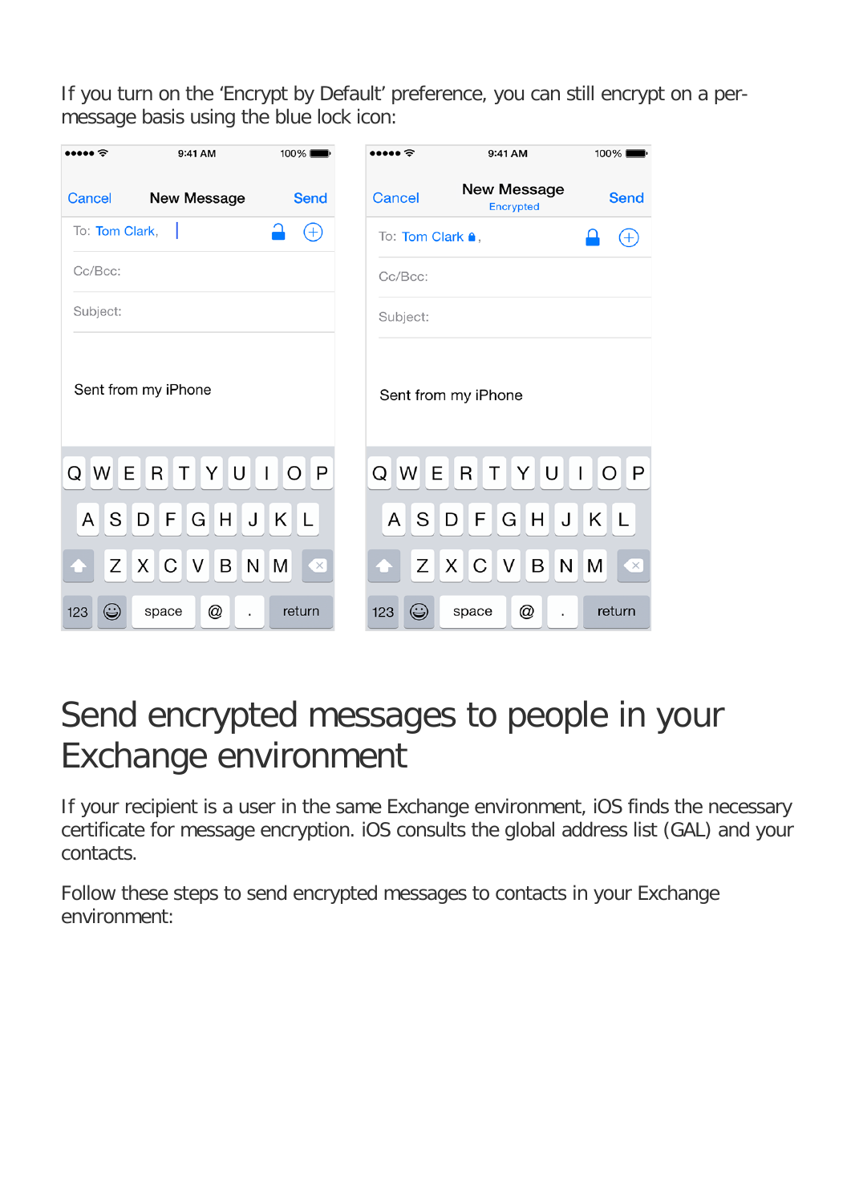If you turn on the 'Encrypt by Default' preference, you can still encrypt on a per-message basis using the blue lock icon:

# Send encrypted messages to people in your Exchange environment

If your recipient is a user in the same Exchange environment, iOS finds the necessary certificate for message encryption. iOS consults the global address list (GAL) and your contacts.

Follow these steps to send encrypted messages to contacts in your Exchange environment: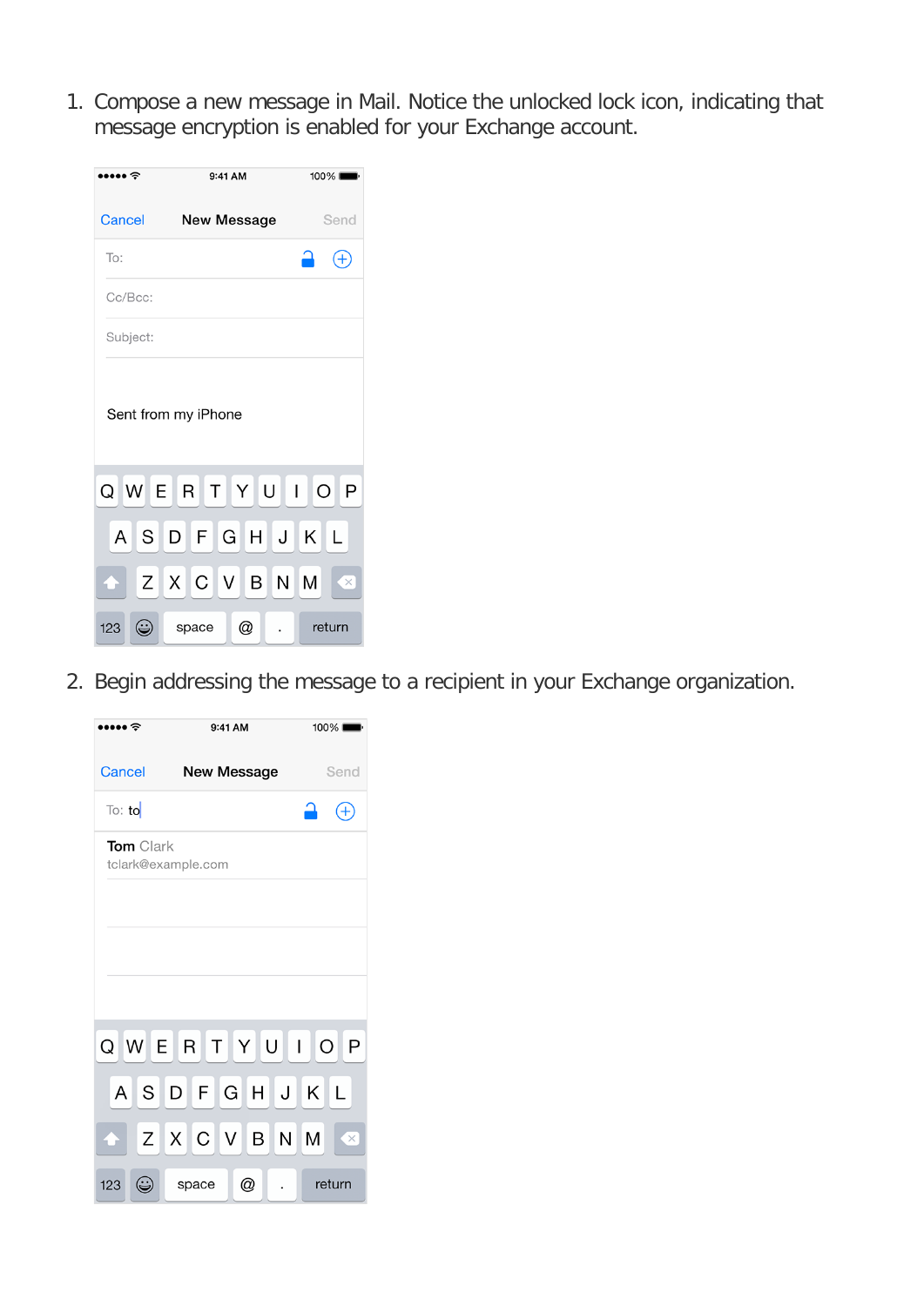1. Compose a new message in Mail. Notice the unlocked lock icon, indicating that message encryption is enabled for your Exchange account.

2. Begin addressing the message to a recipient in your Exchange organization.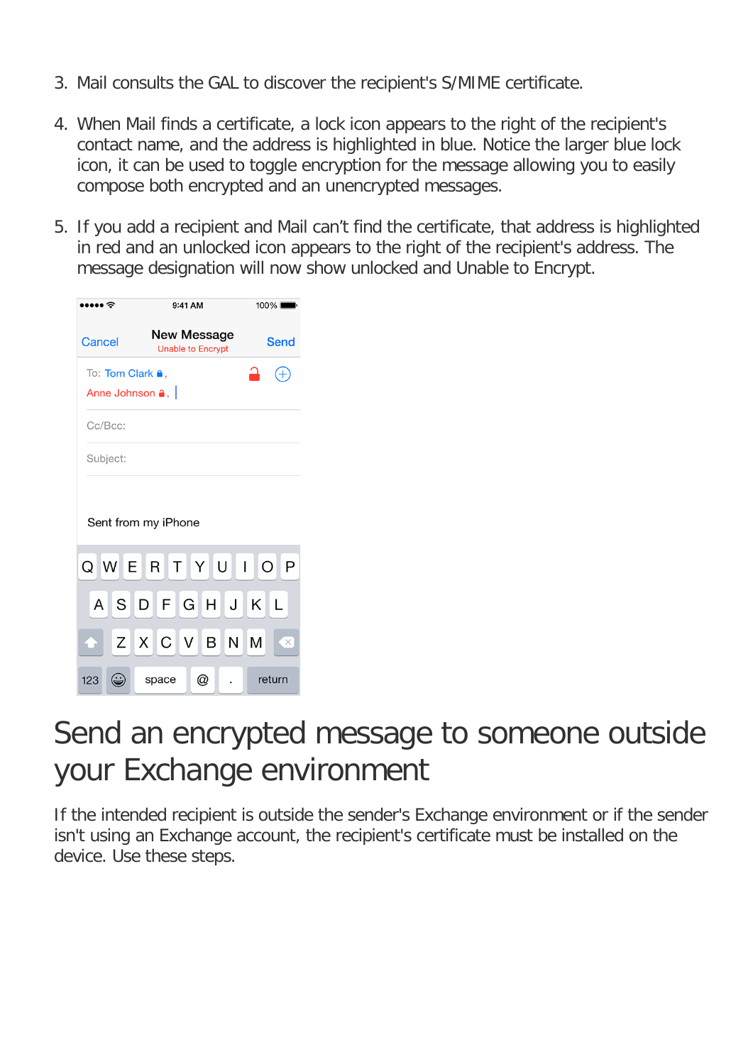3. Mail consults the GAL to discover the recipient's S/MIME certificate.

4. When Mail finds a certificate, a lock icon appears to the right of the recipient's contact name, and the address is highlighted in blue. Notice the larger blue lock icon, it can be used to toggle encryption for the message allowing you to easily compose both encrypted and an unencrypted messages.

5. If you add a recipient and Mail can't find the certificate, that address is highlighted in red and an unlocked icon appears to the right of the recipient's address. The message designation will now show unlocked and Unable to Encrypt.

# Send an encrypted message to someone outside your Exchange environment

If the intended recipient is outside the sender's Exchange environment or if the sender isn't using an Exchange account, the recipient's certificate must be installed on the device. Use these steps.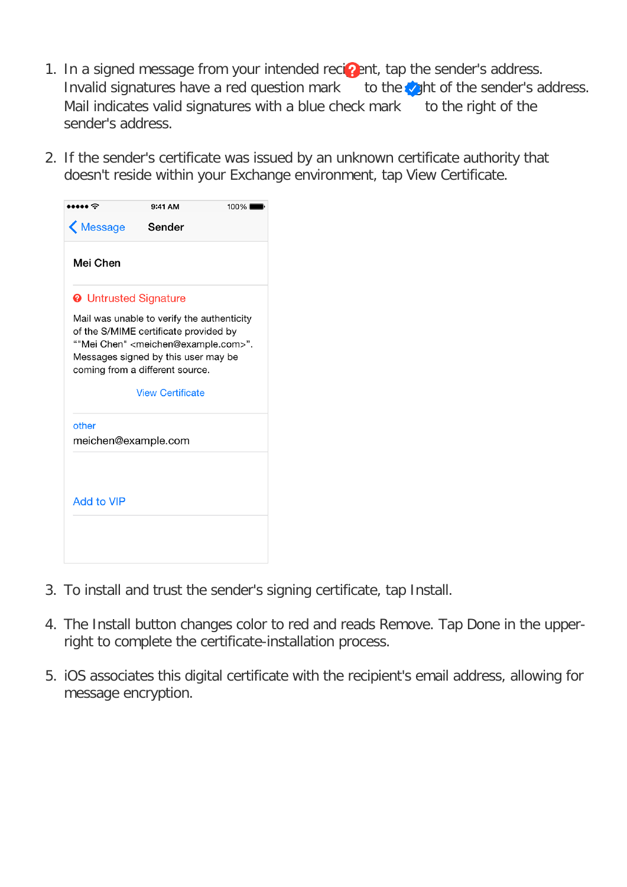1. In a signed message from your intended recipient, tap the sender's address. Invalid signatures have a red question mark to the right of the sender's address. Mail indicates valid signatures with a blue check mark to the right of the sender's address.

2. If the sender's certificate was issued by an unknown certificate authority that doesn't reside within your Exchange environment, tap View Certificate.

3. To install and trust the sender's signing certificate, tap Install.

4. The Install button changes color to red and reads Remove. Tap Done in the upper-right to complete the certificate-installation process.

5. iOS associates this digital certificate with the recipient's email address, allowing for message encryption.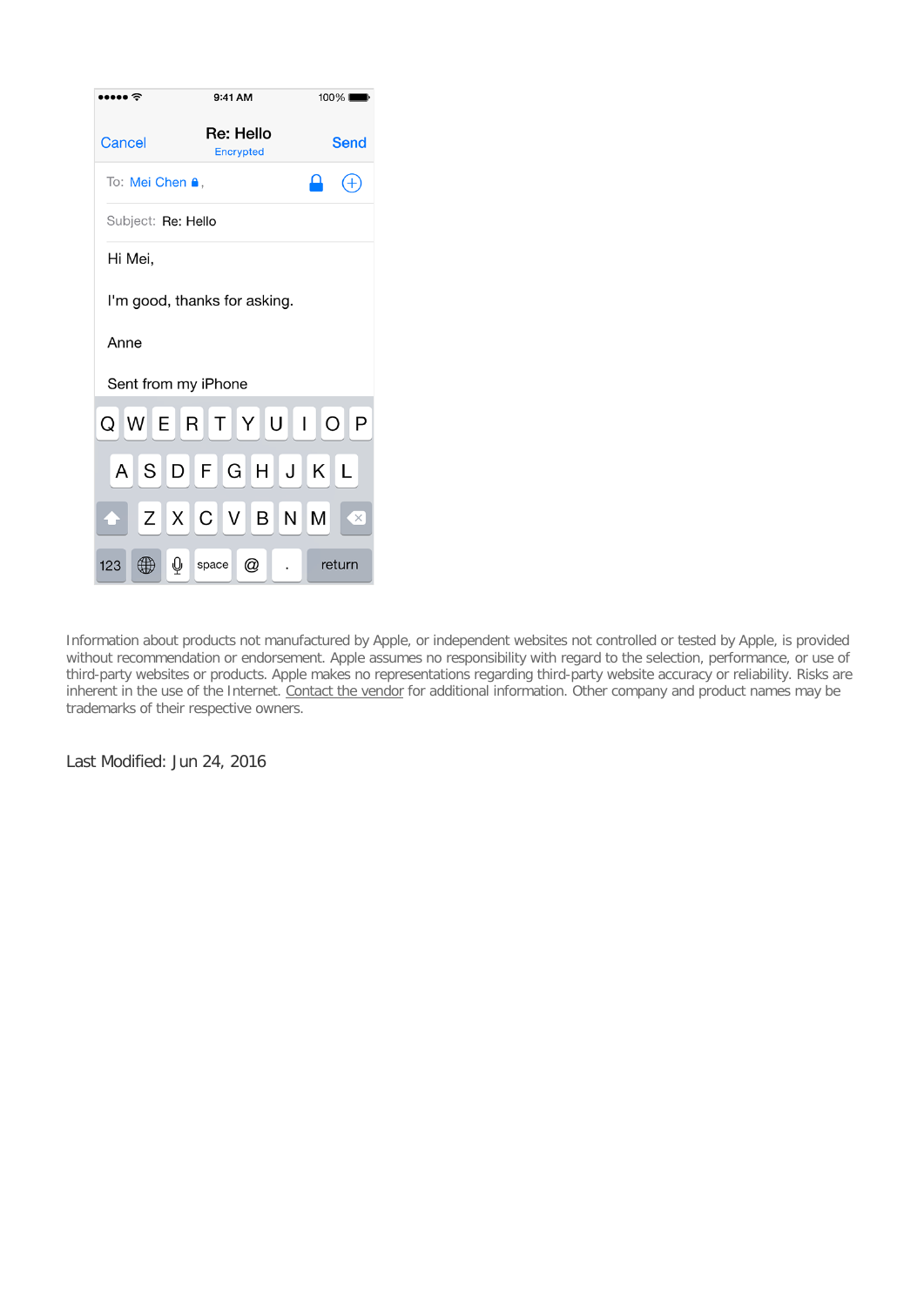Information about products not manufactured by Apple, or independent websites not controlled or tested by Apple, is provided without recommendation or endorsement. Apple assumes no responsibility with regard to the selection, performance, or use of third-party websites or products. Apple makes no representations regarding third-party website accuracy or reliability. Risks are inherent in the use of the Internet. Contact the vendor for additional information. Other company and product names may be trademarks of their respective owners.

Last Modified: Jun 24, 2016